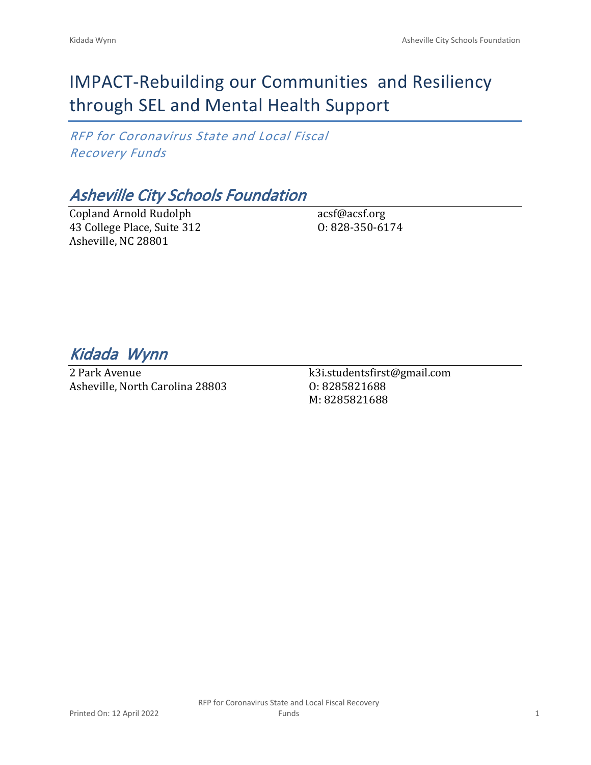# IMPACT-Rebuilding our Communities and Resiliency through SEL and Mental Health Support

*RFP for Coronavirus State and Local Fiscal Recovery Funds*

## *Asheville City Schools Foundation*

Copland Arnold Rudolph
43 College Place, Suite 312
Asheville, NC 28801

acsf@acsf.org
O: 828-350-6174

## *Kidada Wynn*

2 Park Avenue
Asheville, North Carolina 28803

k3i.studentsfirst@gmail.com
O: 8285821688
M: 8285821688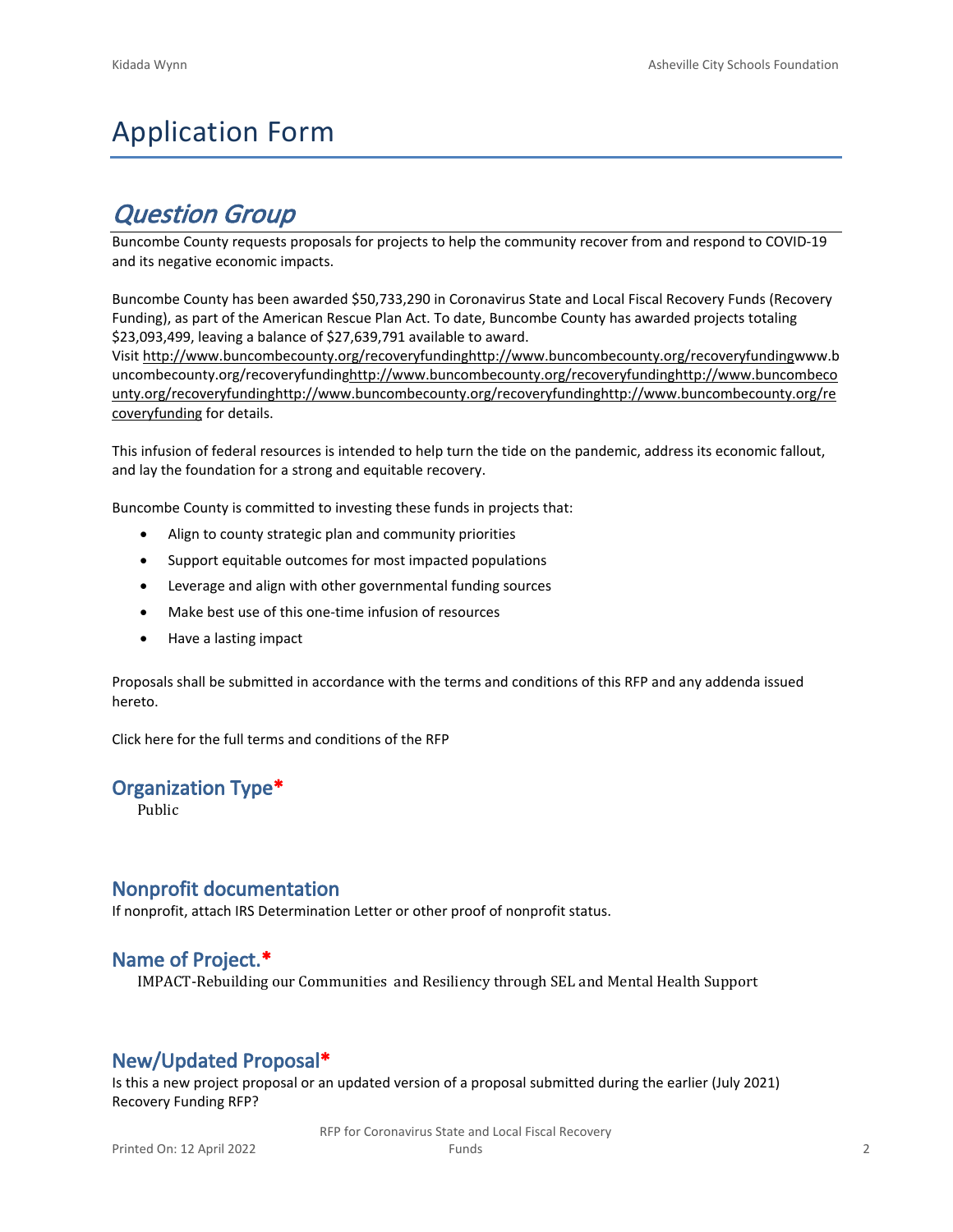# Application Form

## *Question Group*

Buncombe County requests proposals for projects to help the community recover from and respond to COVID-19 and its negative economic impacts.

Buncombe County has been awarded $50,733,290 in Coronavirus State and Local Fiscal Recovery Funds (Recovery Funding), as part of the American Rescue Plan Act. To date, Buncombe County has awarded projects totaling $23,093,499, leaving a balance of $27,639,791 available to award.
Visit http://www.buncombecounty.org/recoveryfundinghttp://www.buncombecounty.org/recoveryfundingwww.buncombecounty.org/recoveryfundinghttp://www.buncombecounty.org/recoveryfundinghttp://www.buncombecounty.org/recoveryfundinghttp://www.buncombecounty.org/recoveryfundinghttp://www.buncombecounty.org/recoveryfunding for details.

This infusion of federal resources is intended to help turn the tide on the pandemic, address its economic fallout, and lay the foundation for a strong and equitable recovery.

Buncombe County is committed to investing these funds in projects that:

- Align to county strategic plan and community priorities
- Support equitable outcomes for most impacted populations
- Leverage and align with other governmental funding sources
- Make best use of this one-time infusion of resources
- Have a lasting impact

Proposals shall be submitted in accordance with the terms and conditions of this RFP and any addenda issued hereto.

Click here for the full terms and conditions of the RFP

### Organization Type*

Public

### Nonprofit documentation

If nonprofit, attach IRS Determination Letter or other proof of nonprofit status.

### Name of Project.*

IMPACT-Rebuilding our Communities and Resiliency through SEL and Mental Health Support

### New/Updated Proposal*

Is this a new project proposal or an updated version of a proposal submitted during the earlier (July 2021) Recovery Funding RFP?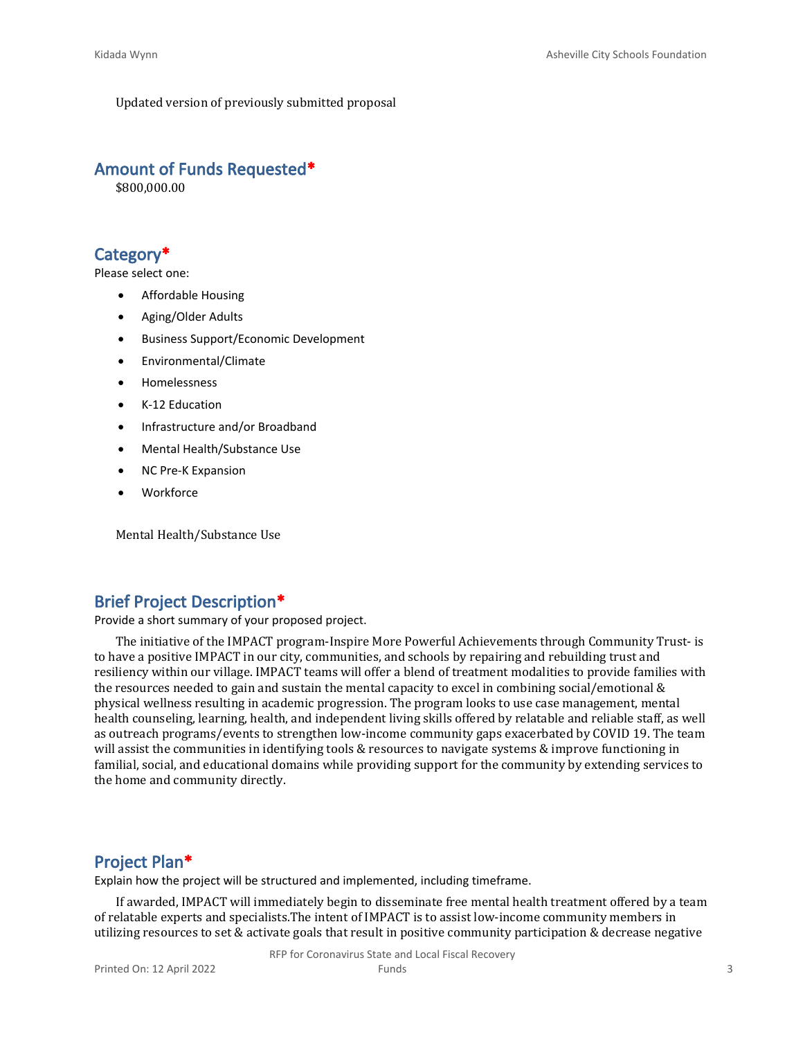Updated version of previously submitted proposal

## Amount of Funds Requested*

$800,000.00

## Category*

Please select one:

- Affordable Housing
- Aging/Older Adults
- Business Support/Economic Development
- Environmental/Climate
- Homelessness
- K-12 Education
- Infrastructure and/or Broadband
- Mental Health/Substance Use
- NC Pre-K Expansion
- Workforce

Mental Health/Substance Use

## Brief Project Description*

Provide a short summary of your proposed project.

The initiative of the IMPACT program-Inspire More Powerful Achievements through Community Trust- is to have a positive IMPACT in our city, communities, and schools by repairing and rebuilding trust and resiliency within our village. IMPACT teams will offer a blend of treatment modalities to provide families with the resources needed to gain and sustain the mental capacity to excel in combining social/emotional & physical wellness resulting in academic progression. The program looks to use case management, mental health counseling, learning, health, and independent living skills offered by relatable and reliable staff, as well as outreach programs/events to strengthen low-income community gaps exacerbated by COVID 19. The team will assist the communities in identifying tools & resources to navigate systems & improve functioning in familial, social, and educational domains while providing support for the community by extending services to the home and community directly.

## Project Plan*

Explain how the project will be structured and implemented, including timeframe.

If awarded, IMPACT will immediately begin to disseminate free mental health treatment offered by a team of relatable experts and specialists.The intent of IMPACT is to assist low-income community members in utilizing resources to set & activate goals that result in positive community participation & decrease negative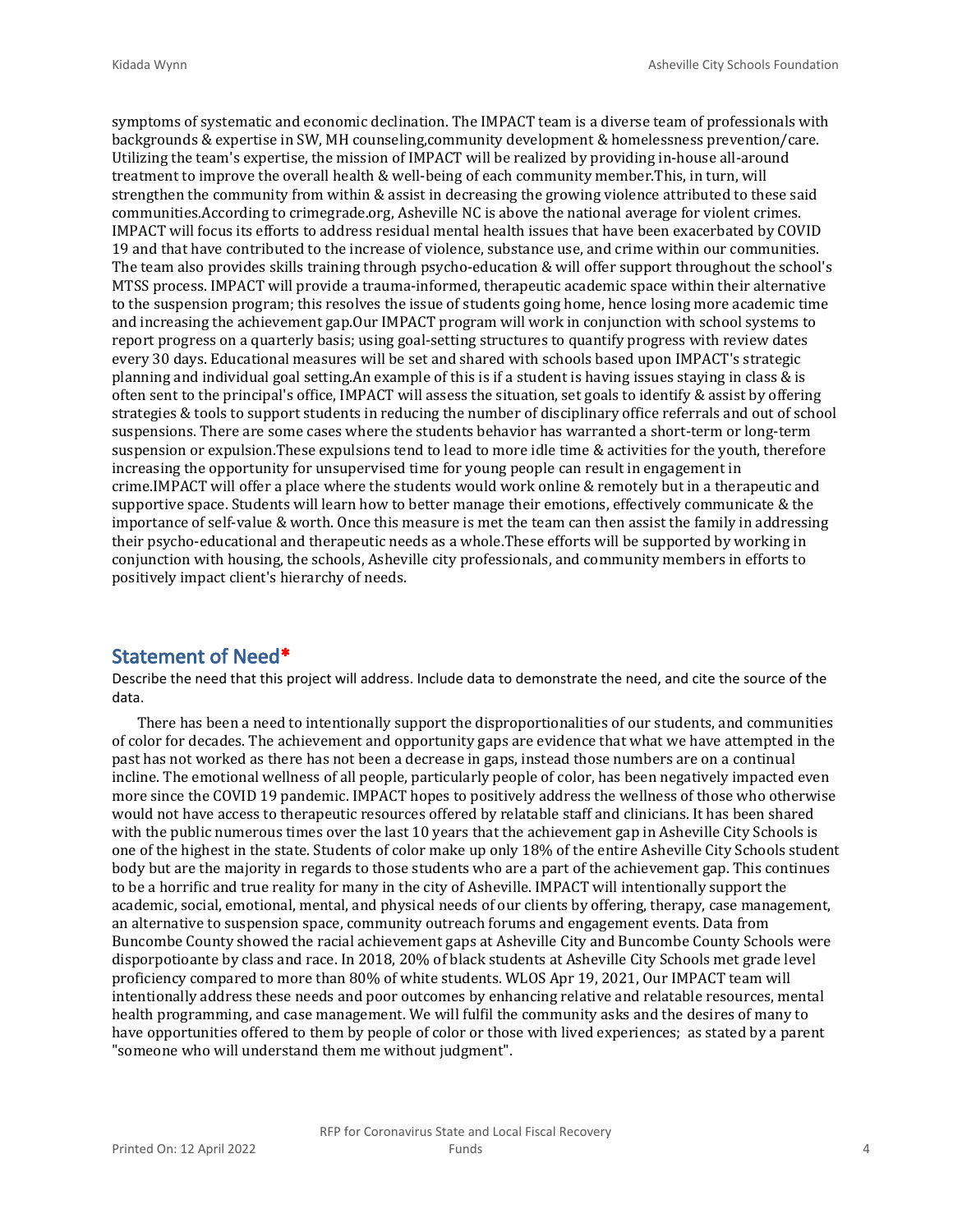symptoms of systematic and economic declination. The IMPACT team is a diverse team of professionals with backgrounds & expertise in SW, MH counseling,community development & homelessness prevention/care. Utilizing the team's expertise, the mission of IMPACT will be realized by providing in-house all-around treatment to improve the overall health & well-being of each community member.This, in turn, will strengthen the community from within & assist in decreasing the growing violence attributed to these said communities.According to crimegrade.org, Asheville NC is above the national average for violent crimes. IMPACT will focus its efforts to address residual mental health issues that have been exacerbated by COVID 19 and that have contributed to the increase of violence, substance use, and crime within our communities. The team also provides skills training through psycho-education & will offer support throughout the school's MTSS process. IMPACT will provide a trauma-informed, therapeutic academic space within their alternative to the suspension program; this resolves the issue of students going home, hence losing more academic time and increasing the achievement gap.Our IMPACT program will work in conjunction with school systems to report progress on a quarterly basis; using goal-setting structures to quantify progress with review dates every 30 days. Educational measures will be set and shared with schools based upon IMPACT's strategic planning and individual goal setting.An example of this is if a student is having issues staying in class & is often sent to the principal's office, IMPACT will assess the situation, set goals to identify & assist by offering strategies & tools to support students in reducing the number of disciplinary office referrals and out of school suspensions. There are some cases where the students behavior has warranted a short-term or long-term suspension or expulsion.These expulsions tend to lead to more idle time & activities for the youth, therefore increasing the opportunity for unsupervised time for young people can result in engagement in crime.IMPACT will offer a place where the students would work online & remotely but in a therapeutic and supportive space. Students will learn how to better manage their emotions, effectively communicate & the importance of self-value & worth. Once this measure is met the team can then assist the family in addressing their psycho-educational and therapeutic needs as a whole.These efforts will be supported by working in conjunction with housing, the schools, Asheville city professionals, and community members in efforts to positively impact client's hierarchy of needs.

## Statement of Need*

Describe the need that this project will address. Include data to demonstrate the need, and cite the source of the data.

There has been a need to intentionally support the disproportionalities of our students, and communities of color for decades. The achievement and opportunity gaps are evidence that what we have attempted in the past has not worked as there has not been a decrease in gaps, instead those numbers are on a continual incline. The emotional wellness of all people, particularly people of color, has been negatively impacted even more since the COVID 19 pandemic. IMPACT hopes to positively address the wellness of those who otherwise would not have access to therapeutic resources offered by relatable staff and clinicians. It has been shared with the public numerous times over the last 10 years that the achievement gap in Asheville City Schools is one of the highest in the state. Students of color make up only 18% of the entire Asheville City Schools student body but are the majority in regards to those students who are a part of the achievement gap. This continues to be a horrific and true reality for many in the city of Asheville. IMPACT will intentionally support the academic, social, emotional, mental, and physical needs of our clients by offering, therapy, case management, an alternative to suspension space, community outreach forums and engagement events. Data from Buncombe County showed the racial achievement gaps at Asheville City and Buncombe County Schools were disporpotioante by class and race. In 2018, 20% of black students at Asheville City Schools met grade level proficiency compared to more than 80% of white students. WLOS Apr 19, 2021, Our IMPACT team will intentionally address these needs and poor outcomes by enhancing relative and relatable resources, mental health programming, and case management. We will fulfil the community asks and the desires of many to have opportunities offered to them by people of color or those with lived experiences; as stated by a parent "someone who will understand them me without judgment".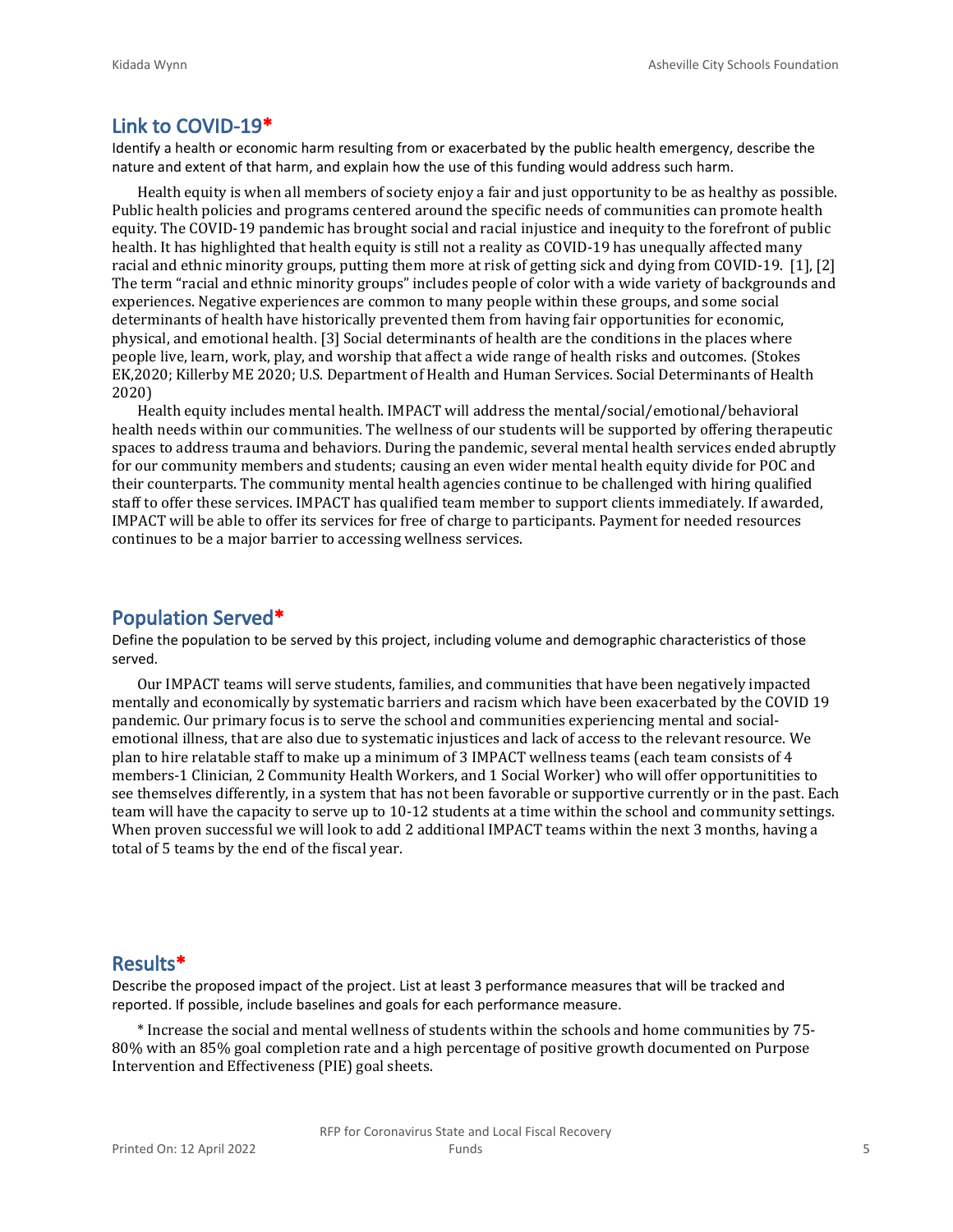## Link to COVID-19*

Identify a health or economic harm resulting from or exacerbated by the public health emergency, describe the nature and extent of that harm, and explain how the use of this funding would address such harm.

Health equity is when all members of society enjoy a fair and just opportunity to be as healthy as possible. Public health policies and programs centered around the specific needs of communities can promote health equity. The COVID-19 pandemic has brought social and racial injustice and inequity to the forefront of public health. It has highlighted that health equity is still not a reality as COVID-19 has unequally affected many racial and ethnic minority groups, putting them more at risk of getting sick and dying from COVID-19. [1], [2] The term "racial and ethnic minority groups" includes people of color with a wide variety of backgrounds and experiences. Negative experiences are common to many people within these groups, and some social determinants of health have historically prevented them from having fair opportunities for economic, physical, and emotional health. [3] Social determinants of health are the conditions in the places where people live, learn, work, play, and worship that affect a wide range of health risks and outcomes. (Stokes EK,2020; Killerby ME 2020; U.S. Department of Health and Human Services. Social Determinants of Health 2020)

Health equity includes mental health. IMPACT will address the mental/social/emotional/behavioral health needs within our communities. The wellness of our students will be supported by offering therapeutic spaces to address trauma and behaviors. During the pandemic, several mental health services ended abruptly for our community members and students; causing an even wider mental health equity divide for POC and their counterparts. The community mental health agencies continue to be challenged with hiring qualified staff to offer these services. IMPACT has qualified team member to support clients immediately. If awarded, IMPACT will be able to offer its services for free of charge to participants. Payment for needed resources continues to be a major barrier to accessing wellness services.

## Population Served*

Define the population to be served by this project, including volume and demographic characteristics of those served.

Our IMPACT teams will serve students, families, and communities that have been negatively impacted mentally and economically by systematic barriers and racism which have been exacerbated by the COVID 19 pandemic. Our primary focus is to serve the school and communities experiencing mental and social-emotional illness, that are also due to systematic injustices and lack of access to the relevant resource. We plan to hire relatable staff to make up a minimum of 3 IMPACT wellness teams (each team consists of 4 members-1 Clinician, 2 Community Health Workers, and 1 Social Worker) who will offer opportunitities to see themselves differently, in a system that has not been favorable or supportive currently or in the past. Each team will have the capacity to serve up to 10-12 students at a time within the school and community settings. When proven successful we will look to add 2 additional IMPACT teams within the next 3 months, having a total of 5 teams by the end of the fiscal year.

## Results*

Describe the proposed impact of the project. List at least 3 performance measures that will be tracked and reported. If possible, include baselines and goals for each performance measure.

* Increase the social and mental wellness of students within the schools and home communities by 75-80% with an 85% goal completion rate and a high percentage of positive growth documented on Purpose Intervention and Effectiveness (PIE) goal sheets.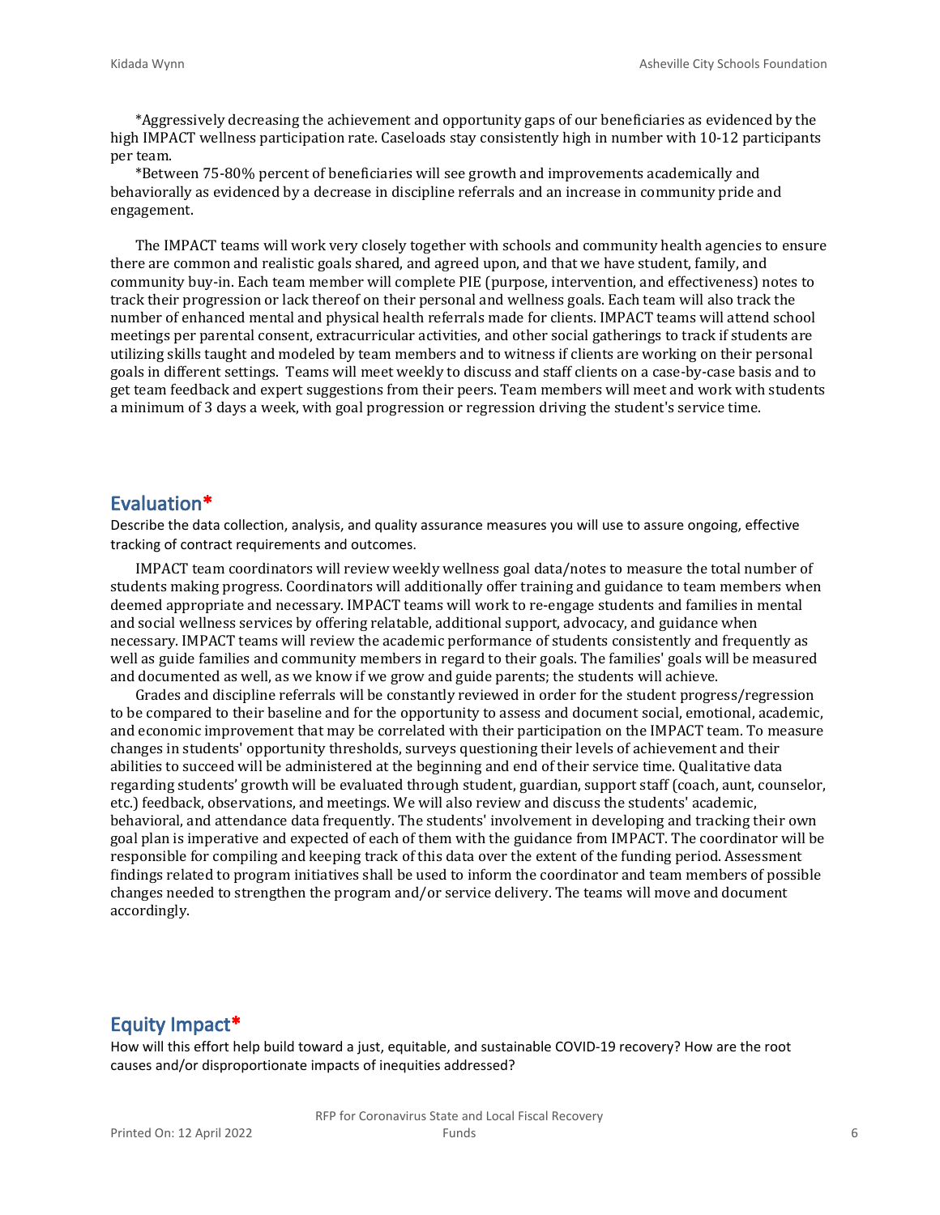*Aggressively decreasing the achievement and opportunity gaps of our beneficiaries as evidenced by the high IMPACT wellness participation rate. Caseloads stay consistently high in number with 10-12 participants per team.

*Between 75-80% percent of beneficiaries will see growth and improvements academically and behaviorally as evidenced by a decrease in discipline referrals and an increase in community pride and engagement.

The IMPACT teams will work very closely together with schools and community health agencies to ensure there are common and realistic goals shared, and agreed upon, and that we have student, family, and community buy-in. Each team member will complete PIE (purpose, intervention, and effectiveness) notes to track their progression or lack thereof on their personal and wellness goals. Each team will also track the number of enhanced mental and physical health referrals made for clients. IMPACT teams will attend school meetings per parental consent, extracurricular activities, and other social gatherings to track if students are utilizing skills taught and modeled by team members and to witness if clients are working on their personal goals in different settings. Teams will meet weekly to discuss and staff clients on a case-by-case basis and to get team feedback and expert suggestions from their peers. Team members will meet and work with students a minimum of 3 days a week, with goal progression or regression driving the student's service time.

## Evaluation*

Describe the data collection, analysis, and quality assurance measures you will use to assure ongoing, effective tracking of contract requirements and outcomes.

IMPACT team coordinators will review weekly wellness goal data/notes to measure the total number of students making progress. Coordinators will additionally offer training and guidance to team members when deemed appropriate and necessary. IMPACT teams will work to re-engage students and families in mental and social wellness services by offering relatable, additional support, advocacy, and guidance when necessary. IMPACT teams will review the academic performance of students consistently and frequently as well as guide families and community members in regard to their goals. The families' goals will be measured and documented as well, as we know if we grow and guide parents; the students will achieve.

Grades and discipline referrals will be constantly reviewed in order for the student progress/regression to be compared to their baseline and for the opportunity to assess and document social, emotional, academic, and economic improvement that may be correlated with their participation on the IMPACT team. To measure changes in students' opportunity thresholds, surveys questioning their levels of achievement and their abilities to succeed will be administered at the beginning and end of their service time. Qualitative data regarding students' growth will be evaluated through student, guardian, support staff (coach, aunt, counselor, etc.) feedback, observations, and meetings. We will also review and discuss the students' academic, behavioral, and attendance data frequently. The students' involvement in developing and tracking their own goal plan is imperative and expected of each of them with the guidance from IMPACT. The coordinator will be responsible for compiling and keeping track of this data over the extent of the funding period. Assessment findings related to program initiatives shall be used to inform the coordinator and team members of possible changes needed to strengthen the program and/or service delivery. The teams will move and document accordingly.

## Equity Impact*

How will this effort help build toward a just, equitable, and sustainable COVID-19 recovery? How are the root causes and/or disproportionate impacts of inequities addressed?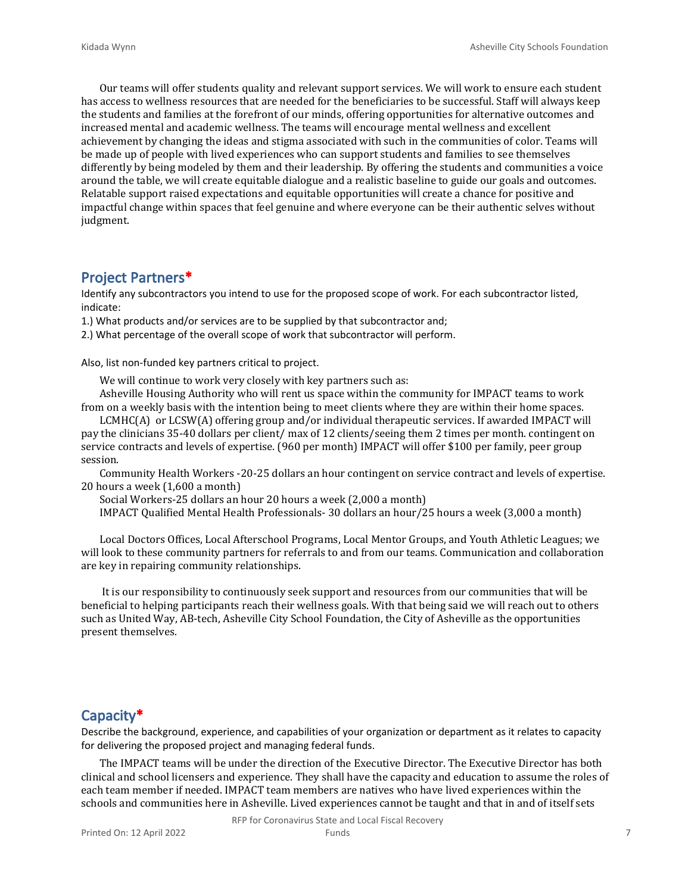Our teams will offer students quality and relevant support services. We will work to ensure each student has access to wellness resources that are needed for the beneficiaries to be successful. Staff will always keep the students and families at the forefront of our minds, offering opportunities for alternative outcomes and increased mental and academic wellness. The teams will encourage mental wellness and excellent achievement by changing the ideas and stigma associated with such in the communities of color. Teams will be made up of people with lived experiences who can support students and families to see themselves differently by being modeled by them and their leadership. By offering the students and communities a voice around the table, we will create equitable dialogue and a realistic baseline to guide our goals and outcomes. Relatable support raised expectations and equitable opportunities will create a chance for positive and impactful change within spaces that feel genuine and where everyone can be their authentic selves without judgment.

## Project Partners*

Identify any subcontractors you intend to use for the proposed scope of work. For each subcontractor listed, indicate:

1.) What products and/or services are to be supplied by that subcontractor and;

2.) What percentage of the overall scope of work that subcontractor will perform.

Also, list non-funded key partners critical to project.

We will continue to work very closely with key partners such as:

Asheville Housing Authority who will rent us space within the community for IMPACT teams to work from on a weekly basis with the intention being to meet clients where they are within their home spaces.

LCMHC(A) or LCSW(A) offering group and/or individual therapeutic services. If awarded IMPACT will pay the clinicians 35-40 dollars per client/ max of 12 clients/seeing them 2 times per month. contingent on service contracts and levels of expertise. (960 per month) IMPACT will offer $100 per family, peer group session.

Community Health Workers -20-25 dollars an hour contingent on service contract and levels of expertise. 20 hours a week (1,600 a month)

Social Workers-25 dollars an hour 20 hours a week (2,000 a month)

IMPACT Qualified Mental Health Professionals- 30 dollars an hour/25 hours a week (3,000 a month)

Local Doctors Offices, Local Afterschool Programs, Local Mentor Groups, and Youth Athletic Leagues; we will look to these community partners for referrals to and from our teams. Communication and collaboration are key in repairing community relationships.

It is our responsibility to continuously seek support and resources from our communities that will be beneficial to helping participants reach their wellness goals. With that being said we will reach out to others such as United Way, AB-tech, Asheville City School Foundation, the City of Asheville as the opportunities present themselves.

## Capacity*

Describe the background, experience, and capabilities of your organization or department as it relates to capacity for delivering the proposed project and managing federal funds.

The IMPACT teams will be under the direction of the Executive Director. The Executive Director has both clinical and school licensers and experience. They shall have the capacity and education to assume the roles of each team member if needed. IMPACT team members are natives who have lived experiences within the schools and communities here in Asheville. Lived experiences cannot be taught and that in and of itself sets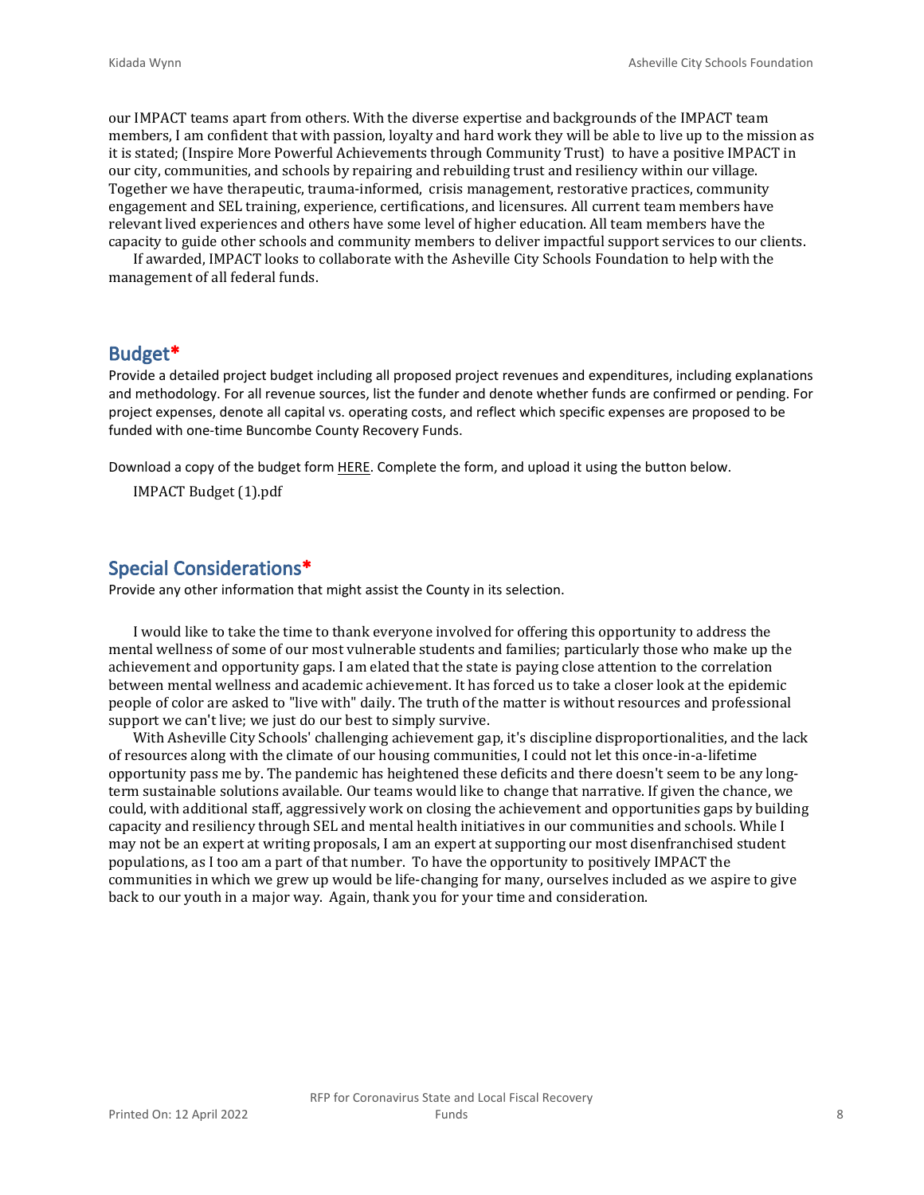our IMPACT teams apart from others. With the diverse expertise and backgrounds of the IMPACT team members, I am confident that with passion, loyalty and hard work they will be able to live up to the mission as it is stated; (Inspire More Powerful Achievements through Community Trust) to have a positive IMPACT in our city, communities, and schools by repairing and rebuilding trust and resiliency within our village. Together we have therapeutic, trauma-informed, crisis management, restorative practices, community engagement and SEL training, experience, certifications, and licensures. All current team members have relevant lived experiences and others have some level of higher education. All team members have the capacity to guide other schools and community members to deliver impactful support services to our clients.

If awarded, IMPACT looks to collaborate with the Asheville City Schools Foundation to help with the management of all federal funds.

## Budget*

Provide a detailed project budget including all proposed project revenues and expenditures, including explanations and methodology. For all revenue sources, list the funder and denote whether funds are confirmed or pending. For project expenses, denote all capital vs. operating costs, and reflect which specific expenses are proposed to be funded with one-time Buncombe County Recovery Funds.

Download a copy of the budget form HERE. Complete the form, and upload it using the button below.

IMPACT Budget (1).pdf

## Special Considerations*

Provide any other information that might assist the County in its selection.

I would like to take the time to thank everyone involved for offering this opportunity to address the mental wellness of some of our most vulnerable students and families; particularly those who make up the achievement and opportunity gaps. I am elated that the state is paying close attention to the correlation between mental wellness and academic achievement. It has forced us to take a closer look at the epidemic people of color are asked to "live with" daily. The truth of the matter is without resources and professional support we can't live; we just do our best to simply survive.

With Asheville City Schools' challenging achievement gap, it's discipline disproportionalities, and the lack of resources along with the climate of our housing communities, I could not let this once-in-a-lifetime opportunity pass me by. The pandemic has heightened these deficits and there doesn't seem to be any long-term sustainable solutions available. Our teams would like to change that narrative. If given the chance, we could, with additional staff, aggressively work on closing the achievement and opportunities gaps by building capacity and resiliency through SEL and mental health initiatives in our communities and schools. While I may not be an expert at writing proposals, I am an expert at supporting our most disenfranchised student populations, as I too am a part of that number. To have the opportunity to positively IMPACT the communities in which we grew up would be life-changing for many, ourselves included as we aspire to give back to our youth in a major way. Again, thank you for your time and consideration.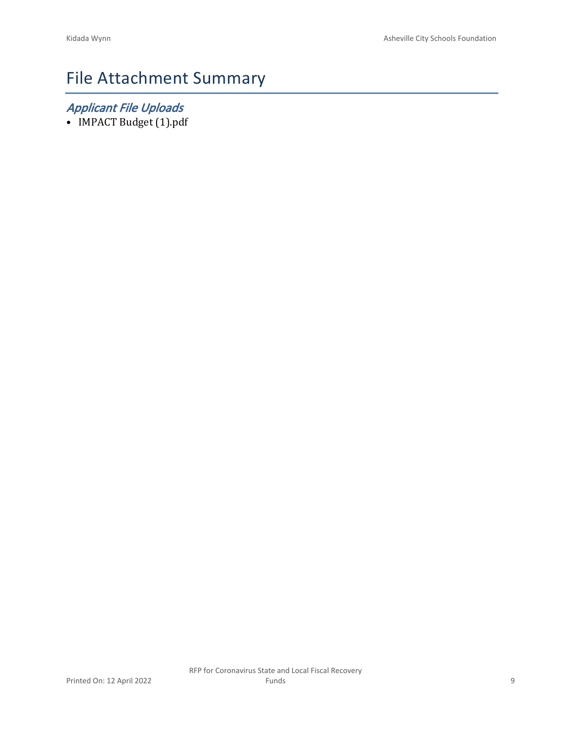# File Attachment Summary

## *Applicant File Uploads*

- IMPACT Budget (1).pdf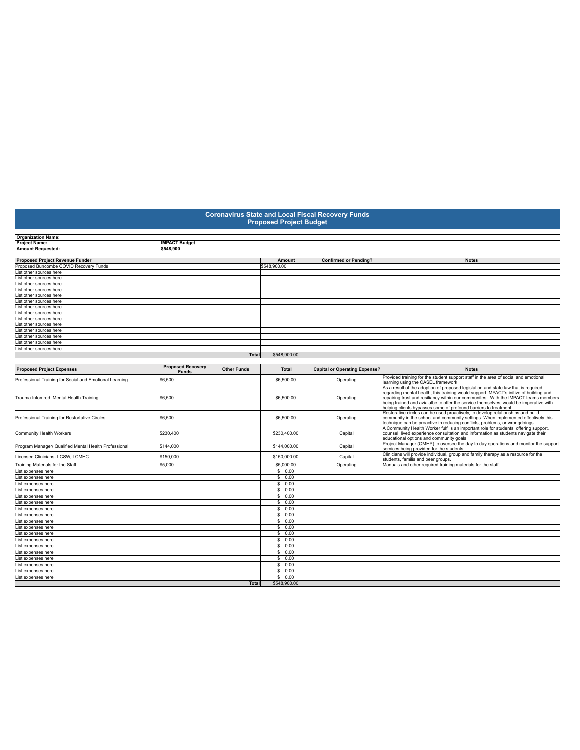# Coronavirus State and Local Fiscal Recovery Funds
## Proposed Project Budget

| | |
|---|---|
| **Organization Name:** | |
| **Project Name:** | **IMPACT Budget** |
| **Amount Requested:** | **$548,900** |

| Proposed Project Revenue Funder | Amount | Confirmed or Pending? | Notes |
|---|---|---|---|
| Proposed Buncombe COVID Recovery Funds | $548,900.00 | | |
| List other sources here | | | |
| List other sources here | | | |
| List other sources here | | | |
| List other sources here | | | |
| List other sources here | | | |
| List other sources here | | | |
| List other sources here | | | |
| List other sources here | | | |
| List other sources here | | | |
| List other sources here | | | |
| List other sources here | | | |
| List other sources here | | | |
| List other sources here | | | |
| List other sources here | | | |
| **Total** | $548,900.00 | | |

| Proposed Project Expenses | Proposed Recovery Funds | Other Funds | Total | Capital or Operating Expense? | Notes |
|---|---|---|---|---|---|
| Professional Training for Social and Emotional Learning | $6,500 | | $6,500.00 | Operating | Provided training for the student support staff in the area of social and emotional learning using the CASEL framework |
| Trauma Infomred Mental Health Training | $6,500 | | $6,500.00 | Operating | As a result of the adoption of proposed legislation and state law that is required regarding mental health, this training would support IMPACT's initive of building and repairing trust and resiliancy within our communites. With the IMPACT teams members being trained and avialalbe to offer the service themselves, would be imperative with helping clients bypasses some of profound barriers to treatment. |
| Professional Training for Restortative Circles | $6,500 | | $6,500.00 | Operating | Restorative circles can be used proactively, to develop relationships and build community in the school and community settings. When implemented effectively this technique can be proactive in reducing conflicts, problems, or wrongdoings. |
| Community Health Workers | $230,400 | | $230,400.00 | Capital | A Community Health Worker fulfills an important role for students, offering support, counsel, lived experience consultation and information as students navigate their educational options and community goals. |
| Program Manager/ Qualified Mental Health Professional | $144,000 | | $144,000.00 | Capital | Project Manager (QMHP) to oversee the day to day operations and monitor the support services being provided for the students |
| Licensed Clinicians- LCSW, LCMHC | $150,000 | | $150,000.00 | Capital | Clinicians will provide individual, group and family therapy as a resource for the students, familis and peer groups. |
| Training Materials for the Staff | $5,000 | | $5,000.00 | Operating | Manuals and other required training materials for the staff. |
| List expenses here | | | $ 0.00 | | |
| List expenses here | | | $ 0.00 | | |
| List expenses here | | | $ 0.00 | | |
| List expenses here | | | $ 0.00 | | |
| List expenses here | | | $ 0.00 | | |
| List expenses here | | | $ 0.00 | | |
| List expenses here | | | $ 0.00 | | |
| List expenses here | | | $ 0.00 | | |
| List expenses here | | | $ 0.00 | | |
| List expenses here | | | $ 0.00 | | |
| List expenses here | | | $ 0.00 | | |
| List expenses here | | | $ 0.00 | | |
| List expenses here | | | $ 0.00 | | |
| List expenses here | | | $ 0.00 | | |
| List expenses here | | | $ 0.00 | | |
| List expenses here | | | $ 0.00 | | |
| List expenses here | | | $ 0.00 | | |
| List expenses here | | | $ 0.00 | | |
| | | **Total** | $548,900.00 | | |